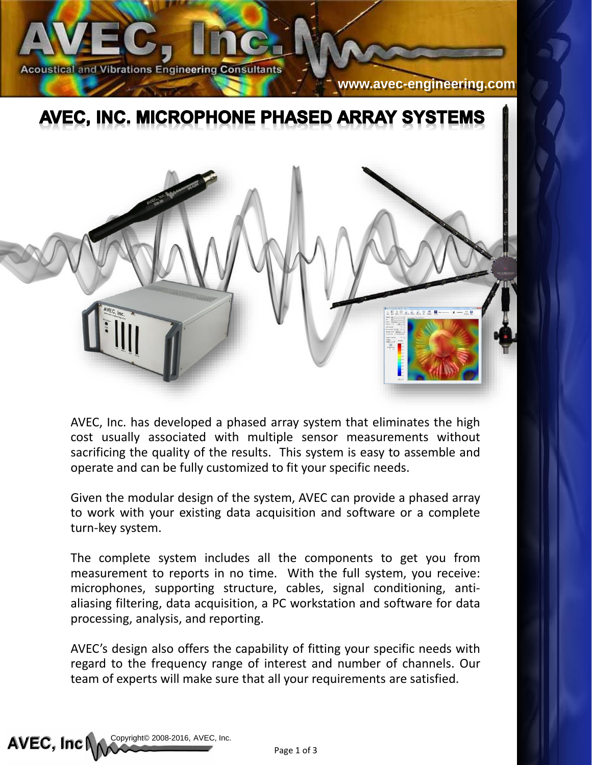# AVEC, INC. MICROPHONE PHASED ARRAY SYSTEMS

AVEC, Inc. has developed a phased array system that eliminates the high cost usually associated with multiple sensor measurements without sacrificing the quality of the results. This system is easy to assemble and operate and can be fully customized to fit your specific needs.

Given the modular design of the system, AVEC can provide a phased array to work with your existing data acquisition and software or a complete turn-key system.

The complete system includes all the components to get you from measurement to reports in no time. With the full system, you receive: microphones, supporting structure, cables, signal conditioning, anti-aliasing filtering, data acquisition, a PC workstation and software for data processing, analysis, and reporting.

AVEC's design also offers the capability of fitting your specific needs with regard to the frequency range of interest and number of channels. Our team of experts will make sure that all your requirements are satisfied.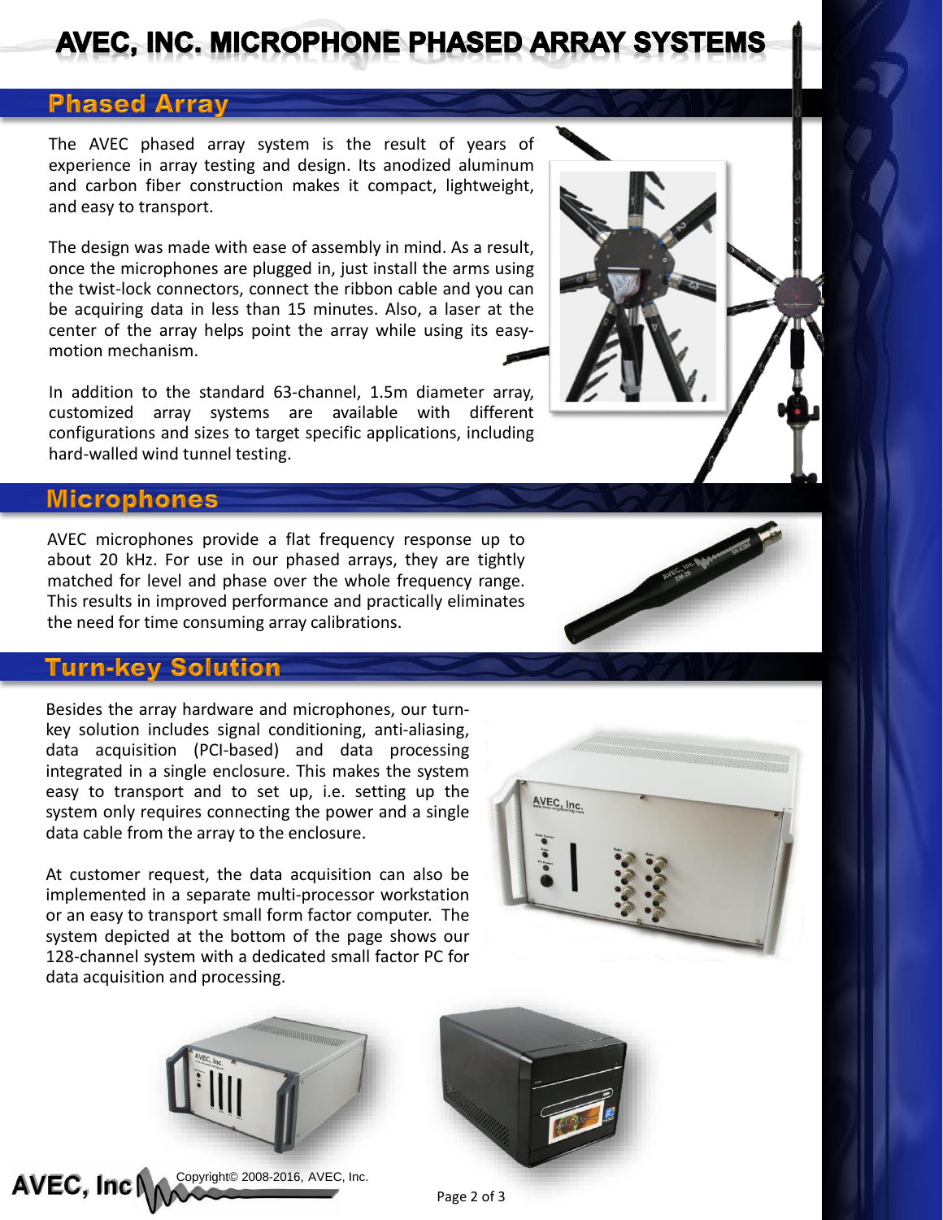# AVEC, INC. MICROPHONE PHASED ARRAY SYSTEMS

## Phased Array

The AVEC phased array system is the result of years of experience in array testing and design. Its anodized aluminum and carbon fiber construction makes it compact, lightweight, and easy to transport.

The design was made with ease of assembly in mind. As a result, once the microphones are plugged in, just install the arms using the twist-lock connectors, connect the ribbon cable and you can be acquiring data in less than 15 minutes. Also, a laser at the center of the array helps point the array while using its easy-motion mechanism.

In addition to the standard 63-channel, 1.5m diameter array, customized array systems are available with different configurations and sizes to target specific applications, including hard-walled wind tunnel testing.

## Microphones

AVEC microphones provide a flat frequency response up to about 20 kHz. For use in our phased arrays, they are tightly matched for level and phase over the whole frequency range. This results in improved performance and practically eliminates the need for time consuming array calibrations.

## Turn-key Solution

Besides the array hardware and microphones, our turn-key solution includes signal conditioning, anti-aliasing, data acquisition (PCI-based) and data processing integrated in a single enclosure. This makes the system easy to transport and to set up, i.e. setting up the system only requires connecting the power and a single data cable from the array to the enclosure.

At customer request, the data acquisition can also be implemented in a separate multi-processor workstation or an easy to transport small form factor computer. The system depicted at the bottom of the page shows our 128-channel system with a dedicated small factor PC for data acquisition and processing.

Copyright© 2008-2016, AVEC, Inc.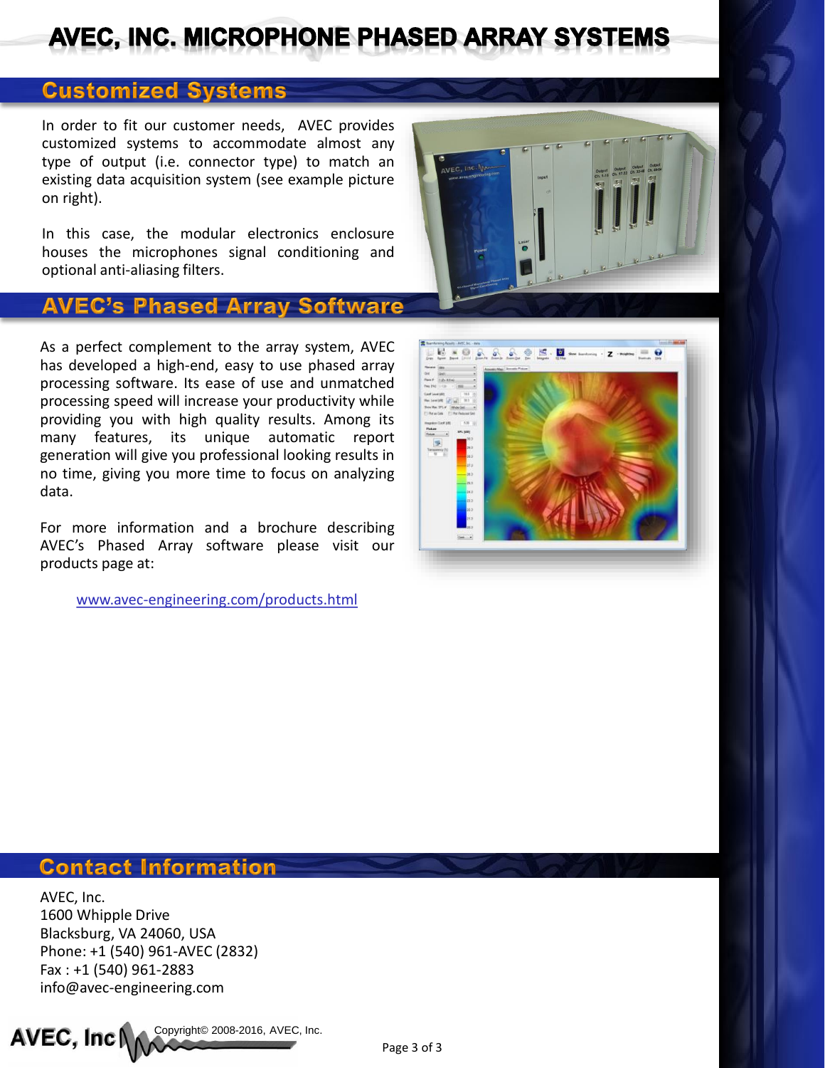# AVEC, INC. MICROPHONE PHASED ARRAY SYSTEMS

## Customized Systems

In order to fit our customer needs, AVEC provides customized systems to accommodate almost any type of output (i.e. connector type) to match an existing data acquisition system (see example picture on right).

In this case, the modular electronics enclosure houses the microphones signal conditioning and optional anti-aliasing filters.

## AVEC's Phased Array Software

As a perfect complement to the array system, AVEC has developed a high-end, easy to use phased array processing software. Its ease of use and unmatched processing speed will increase your productivity while providing you with high quality results. Among its many features, its unique automatic report generation will give you professional looking results in no time, giving you more time to focus on analyzing data.

For more information and a brochure describing AVEC's Phased Array software please visit our products page at:

www.avec-engineering.com/products.html

## Contact Information

AVEC, Inc.
1600 Whipple Drive
Blacksburg, VA 24060, USA
Phone: +1 (540) 961-AVEC (2832)
Fax : +1 (540) 961-2883
info@avec-engineering.com

Copyright© 2008-2016, AVEC, Inc.